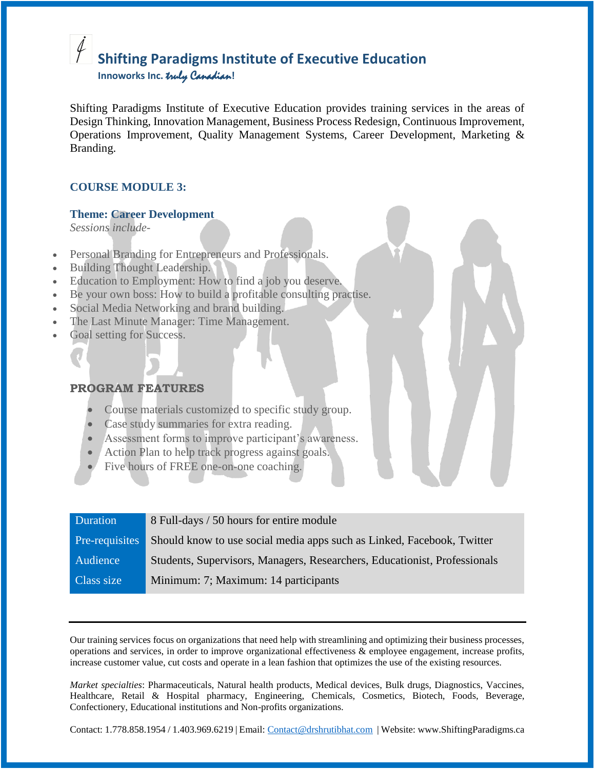# Shifting Paradigms Institute of Executive Education

**Innoworks Inc.** *truly Canadian*!

Shifting Paradigms Institute of Executive Education provides training services in the areas of Design Thinking, Innovation Management, Business Process Redesign, Continuous Improvement, Operations Improvement, Quality Management Systems, Career Development, Marketing & Branding.

## COURSE MODULE 3:

### Theme: Career Development

*Sessions include-*

- Personal Branding for Entrepreneurs and Professionals.
- Building Thought Leadership.
- Education to Employment: How to find a job you deserve.
- Be your own boss: How to build a profitable consulting practise.
- Social Media Networking and brand building.
- The Last Minute Manager: Time Management.
- Goal setting for Success.

### PROGRAM FEATURES

- Course materials customized to specific study group.
- Case study summaries for extra reading.
- Assessment forms to improve participant's awareness.
- Action Plan to help track progress against goals.
- Five hours of FREE one-on-one coaching.

| | |
|---|---|
| Duration | 8 Full-days / 50 hours for entire module |
| Pre-requisites | Should know to use social media apps such as Linked, Facebook, Twitter |
| Audience | Students, Supervisors, Managers, Researchers, Educationist, Professionals |
| Class size | Minimum: 7; Maximum: 14 participants |

---

Our training services focus on organizations that need help with streamlining and optimizing their business processes, operations and services, in order to improve organizational effectiveness & employee engagement, increase profits, increase customer value, cut costs and operate in a lean fashion that optimizes the use of the existing resources.

*Market specialties*: Pharmaceuticals, Natural health products, Medical devices, Bulk drugs, Diagnostics, Vaccines, Healthcare, Retail & Hospital pharmacy, Engineering, Chemicals, Cosmetics, Biotech, Foods, Beverage, Confectionery, Educational institutions and Non-profits organizations.

Contact: 1.778.858.1954 / 1.403.969.6219 | Email: Contact@drshrutibhat.com | Website: www.ShiftingParadigms.ca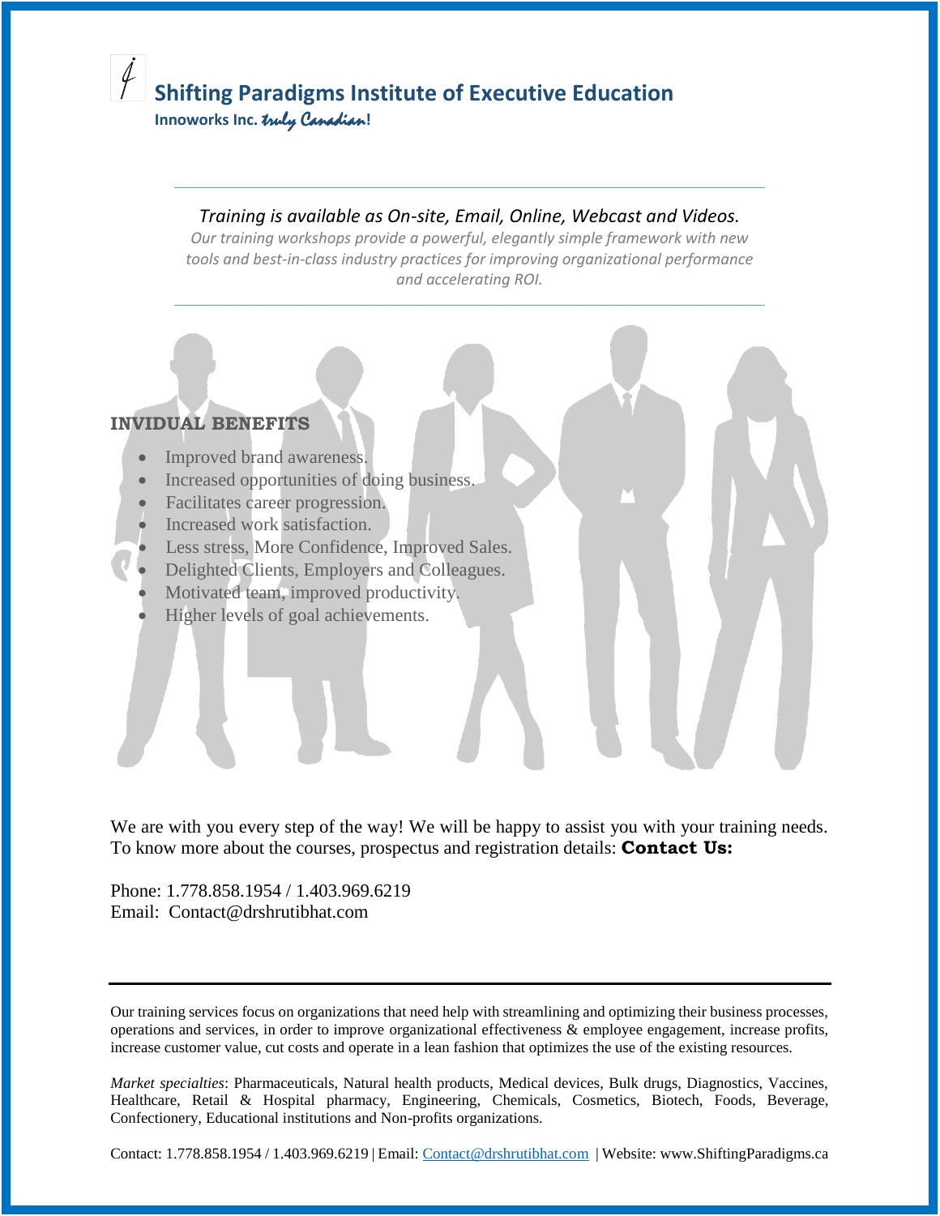# Shifting Paradigms Institute of Executive Education

**Innoworks Inc.** *truly Canadian*!

---

*Training is available as On-site, Email, Online, Webcast and Videos.*

*Our training workshops provide a powerful, elegantly simple framework with new tools and best-in-class industry practices for improving organizational performance and accelerating ROI.*

---

## INVIDUAL BENEFITS

- Improved brand awareness.
- Increased opportunities of doing business.
- Facilitates career progression.
- Increased work satisfaction.
- Less stress, More Confidence, Improved Sales.
- Delighted Clients, Employers and Colleagues.
- Motivated team, improved productivity.
- Higher levels of goal achievements.

We are with you every step of the way! We will be happy to assist you with your training needs. To know more about the courses, prospectus and registration details: **Contact Us:**

Phone: 1.778.858.1954 / 1.403.969.6219
Email: Contact@drshrutibhat.com

---

Our training services focus on organizations that need help with streamlining and optimizing their business processes, operations and services, in order to improve organizational effectiveness & employee engagement, increase profits, increase customer value, cut costs and operate in a lean fashion that optimizes the use of the existing resources.

*Market specialties*: Pharmaceuticals, Natural health products, Medical devices, Bulk drugs, Diagnostics, Vaccines, Healthcare, Retail & Hospital pharmacy, Engineering, Chemicals, Cosmetics, Biotech, Foods, Beverage, Confectionery, Educational institutions and Non-profits organizations.

Contact: 1.778.858.1954 / 1.403.969.6219 | Email: Contact@drshrutibhat.com | Website: www.ShiftingParadigms.ca